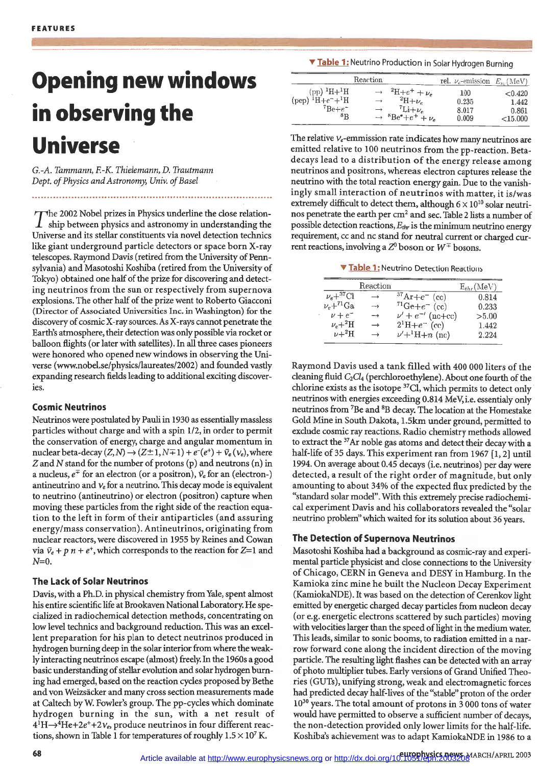# Opening new windows in observing the Universe

*G.-A. Tammann, F.-K. Thielemann, D. Trautmann*
*Dept. of Physics and Astronomy, Univ. of Basel*

The 2002 Nobel prizes in Physics underline the close relationship between physics and astronomy in understanding the Universe and its stellar constituents via novel detection technics like giant underground particle detectors or space born X-ray telescopes. Raymond Davis (retired from the University of Pennsylvania) and Masotoshi Koshiba (retired from the University of Tokyo) obtained one half of the prize for discovering and detecting neutrinos from the sun or respectively from supernova explosions. The other half of the prize went to Roberto Giacconi (Director of Associated Universities Inc. in Washington) for the discovery of cosmic X-ray sources. As X-rays cannot penetrate the Earth's atmosphere, their detection was only possible via rocket or balloon flights (or later with satellites). In all three cases pioneers were honored who opened new windows in observing the Universe (www.nobel.se/physics/laureates/2002) and founded vastly expanding research fields leading to additional exciting discoveries.

### Cosmic Neutrinos

Neutrinos were postulated by Pauli in 1930 as essentially massless particles without charge and with a spin 1/2, in order to permit the conservation of energy, charge and angular momentum in nuclear beta-decay $(Z,N) \rightarrow (Z\pm1, N\mp1) + e^-(e^+) + \bar{\nu}_e(\nu_e)$, where $Z$ and $N$ stand for the number of protons (p) and neutrons (n) in a nucleus, $e^\mp$ for an electron (or a positron), $\bar{\nu}_e$ for an (electron-) antineutrino and $\nu_e$ for a neutrino. This decay mode is equivalent to neutrino (antineutrino) or electron (positron) capture when moving these particles from the right side of the reaction equation to the left in form of their antiparticles (and assuring energy/mass conservation). Antineutrinos, originating from nuclear reactors, were discovered in 1955 by Reines and Cowan via $\bar{\nu}_e + p \; n + e^+$, which corresponds to the reaction for $Z$=1 and $N$=0.

### The Lack of Solar Neutrinos

Davis, with a Ph.D. in physical chemistry from Yale, spent almost his entire scientific life at Brookhaven National Laboratory. He specialized in radiochemical detection methods, concentrating on low level technics and background reduction. This was an excellent preparation for his plan to detect neutrinos produced in hydrogen burning deep in the solar interior from where the weakly interacting neutrinos escape (almost) freely. In the 1960s a good basic understanding of stellar evolution and solar hydrogen burning had emerged, based on the reaction cycles proposed by Bethe and von Weizsäcker and many cross section measurements made at Caltech by W. Fowler's group. The pp-cycles which dominate hydrogen burning in the sun, with a net result of $4\,^1\mathrm{H} \rightarrow {}^4\mathrm{He} + 2e^+ + 2\nu_e$, produce neutrinos in four different reactions, shown in Table 1 for temperatures of roughly $1.5 \times 10^7$ K.

**Table 1:** Neutrino Production in Solar Hydrogen Burning

| Reaction | | | rel. $\nu_e$-emission | $E_{\nu_e}$ (MeV) |
|---|---|---|---|---|
| (pp) $^1$H+$^1$H | $\rightarrow$ | $^2$H+$e^+$ + $\nu_e$ | 100 | <0.420 |
| (pep) $^1$H+$e^-$+$^1$H | $\rightarrow$ | $^2$H+$\nu_e$ | 0.235 | 1.442 |
| $^7$Be+$e^-$ | $\rightarrow$ | $^7$Li+$\nu_e$ | 8.017 | 0.861 |
| $^8$B | $\rightarrow$ | $^8$Be*+$e^+$ + $\nu_e$ | 0.009 | <15.000 |

The relative $\nu_e$-emmission rate indicates how many neutrinos are emitted relative to 100 neutrinos from the pp-reaction. Beta-decays lead to a distribution of the energy release among neutrinos and positrons, whereas electron captures release the neutrino with the total reaction energy gain. Due to the vanishingly small interaction of neutrinos with matter, it is/was extremely difficult to detect them, although $6 \times 10^{10}$ solar neutrinos penetrate the earth per cm$^2$ and sec. Table 2 lists a number of possible detection reactions, $E_{thr}$ is the minimum neutrino energy requirement, cc and nc stand for neutral current or charged current reactions, involving a $Z^0$ boson or $W^\mp$ bosons.

**Table 1:** Neutrino Detection Reactions

| Reaction | | | $E_{thr}$(MeV) |
|---|---|---|---|
| $\nu_e$+$^{37}$Cl | $\rightarrow$ | $^{37}$Ar+$e^-$ (cc) | 0.814 |
| $\nu_e$+$^{71}$Ga | $\rightarrow$ | $^{71}$Ge+$e^-$ (cc) | 0.233 |
| $\nu$ + $e^-$ | $\rightarrow$ | $\nu'$ + $e^{-\prime}$ (nc+cc) | >5.00 |
| $\nu_e$+$^2$H | $\rightarrow$ | 2$^1$H+$e^-$ (cc) | 1.442 |
| $\nu$+$^2$H | $\rightarrow$ | $\nu'$+$^1$H+$n$ (nc) | 2.224 |

Raymond Davis used a tank filled with 400 000 liters of the cleaning fluid $C_2Cl_4$ (perchloroethylene). About one fourth of the chlorine exists as the isotope $^{37}$Cl, which permits to detect only neutrinos with energies exceeding 0.814 MeV, i.e. essentialy only neutrinos from $^7$Be and $^8$B decay. The location at the Homestake Gold Mine in South Dakota, 1.5km under ground, permitted to exclude cosmic ray reactions. Radio chemistry methods allowed to extract the $^{37}$Ar noble gas atoms and detect their decay with a half-life of 35 days. This experiment ran from 1967 [1, 2] until 1994. On average about 0.45 decays (i.e. neutrinos) per day were detected, a result of the right order of magnitude, but only amounting to about 34% of the expected flux predicted by the "standard solar model". With this extremely precise radiochemical experiment Davis and his collaborators revealed the "solar neutrino problem" which waited for its solution about 36 years.

### The Detection of Supernova Neutrinos

Masotoshi Koshiba had a background as cosmic-ray and experimental particle physicist and close connections to the University of Chicago, CERN in Geneva and DESY in Hamburg. In the Kamioka zinc mine he built the Nucleon Decay Experiment (KamiokaNDE). It was based on the detection of Cerenkov light emitted by energetic charged decay particles from nucleon decay (or e.g. energetic electrons scattered by such particles) moving with velocities larger than the speed of light in the medium water. This leads, similar to sonic booms, to radiation emitted in a narrow forward cone along the incident direction of the moving particle. The resulting light flashes can be detected with an array of photo multiplier tubes. Early versions of Grand Unified Theories (GUTs), unifying strong, weak and electromagnetic forces had predicted decay half-lives of the "stable" proton of the order $10^{30}$ years. The total amount of protons in 3 000 tons of water would have permitted to observe a sufficient number of decays, the non-detection provided only lower limits for the half-life. Koshiba's achievement was to adapt KamiokaNDE in 1986 to a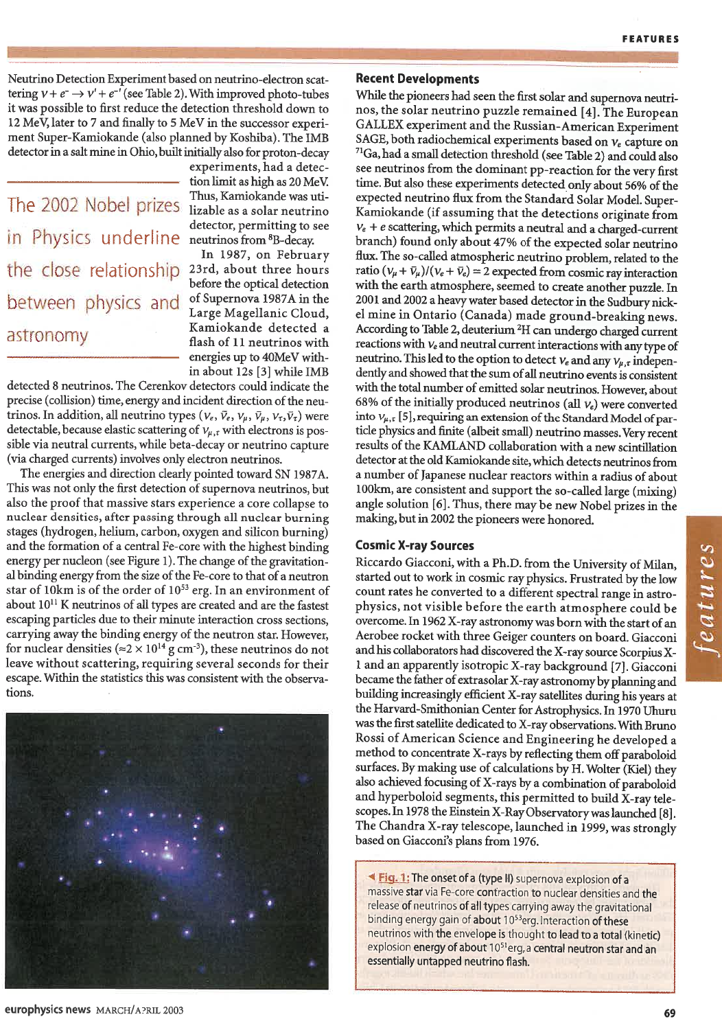Neutrino Detection Experiment based on neutrino-electron scattering $\nu + e^- \rightarrow \nu' + e^{-\prime}$ (see Table 2). With improved photo-tubes it was possible to first reduce the detection threshold down to 12 MeV, later to 7 and finally to 5 MeV in the successor experiment Super-Kamiokande (also planned by Koshiba). The IMB detector in a salt mine in Ohio, built initially also for proton-decay experiments, had a detection limit as high as 20 MeV. Thus, Kamiokande was utilizable as a solar neutrino detector, permitting to see neutrinos from $^8$B-decay.

> The 2002 Nobel prizes in Physics underline the close relationship between physics and astronomy

In 1987, on February 23rd, about three hours before the optical detection of Supernova 1987A in the Large Magellanic Cloud, Kamiokande detected a flash of 11 neutrinos with energies up to 40MeV within about 12s [3] while IMB detected 8 neutrinos. The Cerenkov detectors could indicate the precise (collision) time, energy and incident direction of the neutrinos. In addition, all neutrino types ($\nu_e$, $\bar{\nu}_e$, $\nu_\mu$, $\bar{\nu}_\mu$, $\nu_\tau$, $\bar{\nu}_\tau$) were detectable, because elastic scattering of $\nu_{\mu,\tau}$ with electrons is possible via neutral currents, while beta-decay or neutrino capture (via charged currents) involves only electron neutrinos.

The energies and direction clearly pointed toward SN 1987A. This was not only the first detection of supernova neutrinos, but also the proof that massive stars experience a core collapse to nuclear densities, after passing through all nuclear burning stages (hydrogen, helium, carbon, oxygen and silicon burning) and the formation of a central Fe-core with the highest binding energy per nucleon (see Figure 1). The change of the gravitational binding energy from the size of the Fe-core to that of a neutron star of 10km is of the order of $10^{53}$ erg. In an environment of about $10^{11}$ K neutrinos of all types are created and are the fastest escaping particles due to their minute interaction cross sections, carrying away the binding energy of the neutron star. However, for nuclear densities ($\approx 2 \times 10^{14}$ g cm$^{-3}$), these neutrinos do not leave without scattering, requiring several seconds for their escape. Within the statistics this was consistent with the observations.

**Fig. 1:** The onset of a (type II) supernova explosion of a massive star via Fe-core contraction to nuclear densities and the release of neutrinos of all types carrying away the gravitational binding energy gain of about $10^{53}$erg. Interaction of these neutrinos with the envelope is thought to lead to a total (kinetic) explosion energy of about $10^{51}$erg, a central neutron star and an essentially untapped neutrino flash.

## Recent Developments

While the pioneers had seen the first solar and supernova neutrinos, the solar neutrino puzzle remained [4]. The European GALLEX experiment and the Russian-American Experiment SAGE, both radiochemical experiments based on $\nu_e$ capture on $^{71}$Ga, had a small detection threshold (see Table 2) and could also see neutrinos from the dominant pp-reaction for the very first time. But also these experiments detected only about 56% of the expected neutrino flux from the Standard Solar Model. Super-Kamiokande (if assuming that the detections originate from $\nu_e + e$ scattering, which permits a neutral and a charged-current branch) found only about 47% of the expected solar neutrino flux. The so-called atmospheric neutrino problem, related to the ratio $(\nu_\mu + \bar{\nu}_\mu)/(\nu_e + \bar{\nu}_e) = 2$ expected from cosmic ray interaction with the earth atmosphere, seemed to create another puzzle. In 2001 and 2002 a heavy water based detector in the Sudbury nickel mine in Ontario (Canada) made ground-breaking news. According to Table 2, deuterium $^2$H can undergo charged current reactions with $\nu_e$ and neutral current interactions with any type of neutrino. This led to the option to detect $\nu_e$ and any $\nu_{\mu,\tau}$ independently and showed that the sum of all neutrino events is consistent with the total number of emitted solar neutrinos. However, about 68% of the initially produced neutrinos (all $\nu_e$) were converted into $\nu_{\mu,\tau}$ [5], requiring an extension of the Standard Model of particle physics and finite (albeit small) neutrino masses. Very recent results of the KAMLAND collaboration with a new scintillation detector at the old Kamiokande site, which detects neutrinos from a number of Japanese nuclear reactors within a radius of about 100km, are consistent and support the so-called large (mixing) angle solution [6]. Thus, there may be new Nobel prizes in the making, but in 2002 the pioneers were honored.

## Cosmic X-ray Sources

Riccardo Giacconi, with a Ph.D. from the University of Milan, started out to work in cosmic ray physics. Frustrated by the low count rates he converted to a different spectral range in astrophysics, not visible before the earth atmosphere could be overcome. In 1962 X-ray astronomy was born with the start of an Aerobee rocket with three Geiger counters on board. Giacconi and his collaborators had discovered the X-ray source Scorpius X-1 and an apparently isotropic X-ray background [7]. Giacconi became the father of extrasolar X-ray astronomy by planning and building increasingly efficient X-ray satellites during his years at the Harvard-Smithsonian Center for Astrophysics. In 1970 Uhuru was the first satellite dedicated to X-ray observations. With Bruno Rossi of American Science and Engineering he developed a method to concentrate X-rays by reflecting them off paraboloid surfaces. By making use of calculations by H. Wolter (Kiel) they also achieved focusing of X-rays by a combination of paraboloid and hyperboloid segments, this permitted to build X-ray telescopes. In 1978 the Einstein X-Ray Observatory was launched [8]. The Chandra X-ray telescope, launched in 1999, was strongly based on Giacconi's plans from 1976.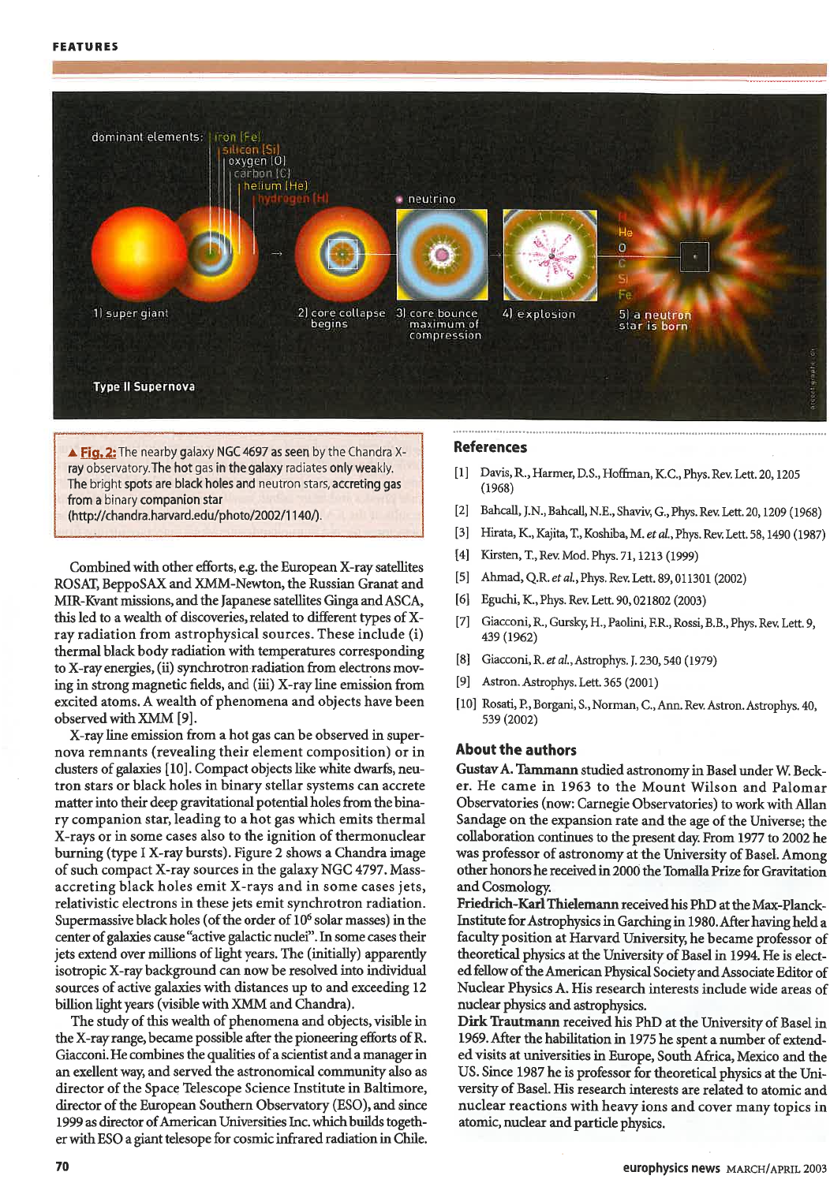dominant elements: iron (Fe)
silicon (Si)
oxygen (O)
carbon (C)
helium (He)
hydrogen (H)

neutrino

1) super giant
2) core collapse begins
3) core bounce maximum of compression
4) explosion
5) a neutron star is born

H
He
O
C
Si
Fe

Type II Supernova

▲ **Fig. 2:** The nearby galaxy NGC 4697 as seen by the Chandra X-ray observatory. The hot gas in the galaxy radiates only weakly. The bright spots are black holes and neutron stars, accreting gas from a binary companion star (http://chandra.harvard.edu/photo/2002/1140/).

Combined with other efforts, e.g. the European X-ray satellites ROSAT, BeppoSAX and XMM-Newton, the Russian Granat and MIR-Kvant missions, and the Japanese satellites Ginga and ASCA, this led to a wealth of discoveries, related to different types of X-ray radiation from astrophysical sources. These include (i) thermal black body radiation with temperatures corresponding to X-ray energies, (ii) synchrotron radiation from electrons moving in strong magnetic fields, and (iii) X-ray line emission from excited atoms. A wealth of phenomena and objects have been observed with XMM [9].

X-ray line emission from a hot gas can be observed in supernova remnants (revealing their element composition) or in clusters of galaxies [10]. Compact objects like white dwarfs, neutron stars or black holes in binary stellar systems can accrete matter into their deep gravitational potential holes from the binary companion star, leading to a hot gas which emits thermal X-rays or in some cases also to the ignition of thermonuclear burning (type I X-ray bursts). Figure 2 shows a Chandra image of such compact X-ray sources in the galaxy NGC 4797. Mass-accreting black holes emit X-rays and in some cases jets, relativistic electrons in these jets emit synchrotron radiation. Supermassive black holes (of the order of $10^6$ solar masses) in the center of galaxies cause "active galactic nuclei". In some cases their jets extend over millions of light years. The (initially) apparently isotropic X-ray background can now be resolved into individual sources of active galaxies with distances up to and exceeding 12 billion light years (visible with XMM and Chandra).

The study of this wealth of phenomena and objects, visible in the X-ray range, became possible after the pioneering efforts of R. Giacconi. He combines the qualities of a scientist and a manager in an exellent way, and served the astronomical community also as director of the Space Telescope Science Institute in Baltimore, director of the European Southern Observatory (ESO), and since 1999 as director of American Universities Inc. which builds together with ESO a giant telescope for cosmic infrared radiation in Chile.

## References

[1] Davis, R., Harmer, D.S., Hoffman, K.C., Phys. Rev. Lett. 20, 1205 (1968)

[2] Bahcall, J.N., Bahcall, N.E., Shaviv, G., Phys. Rev. Lett. 20, 1209 (1968)

[3] Hirata, K., Kajita, T., Koshiba, M. *et al.*, Phys. Rev. Lett. 58, 1490 (1987)

[4] Kirsten, T., Rev. Mod. Phys. 71, 1213 (1999)

[5] Ahmad, Q.R. *et al.*, Phys. Rev. Lett. 89, 011301 (2002)

[6] Eguchi, K., Phys. Rev. Lett. 90, 021802 (2003)

[7] Giacconi, R., Gursky, H., Paolini, F.R., Rossi, B.B., Phys. Rev. Lett. 9, 439 (1962)

[8] Giacconi, R. *et al.*, Astrophys. J. 230, 540 (1979)

[9] Astron. Astrophys. Lett. 365 (2001)

[10] Rosati, P., Borgani, S., Norman, C., Ann. Rev. Astron. Astrophys. 40, 539 (2002)

## About the authors

**Gustav A. Tammann** studied astronomy in Basel under W. Becker. He came in 1963 to the Mount Wilson and Palomar Observatories (now: Carnegie Observatories) to work with Allan Sandage on the expansion rate and the age of the Universe; the collaboration continues to the present day. From 1977 to 2002 he was professor of astronomy at the University of Basel. Among other honors he received in 2000 the Tomalla Prize for Gravitation and Cosmology.

**Friedrich-Karl Thielemann** received his PhD at the Max-Planck-Institute for Astrophysics in Garching in 1980. After having held a faculty position at Harvard University, he became professor of theoretical physics at the University of Basel in 1994. He is elected fellow of the American Physical Society and Associate Editor of Nuclear Physics A. His research interests include wide areas of nuclear physics and astrophysics.

**Dirk Trautmann** received his PhD at the University of Basel in 1969. After the habilitation in 1975 he spent a number of extended visits at universities in Europe, South Africa, Mexico and the US. Since 1987 he is professor for theoretical physics at the University of Basel. His research interests are related to atomic and nuclear reactions with heavy ions and cover many topics in atomic, nuclear and particle physics.